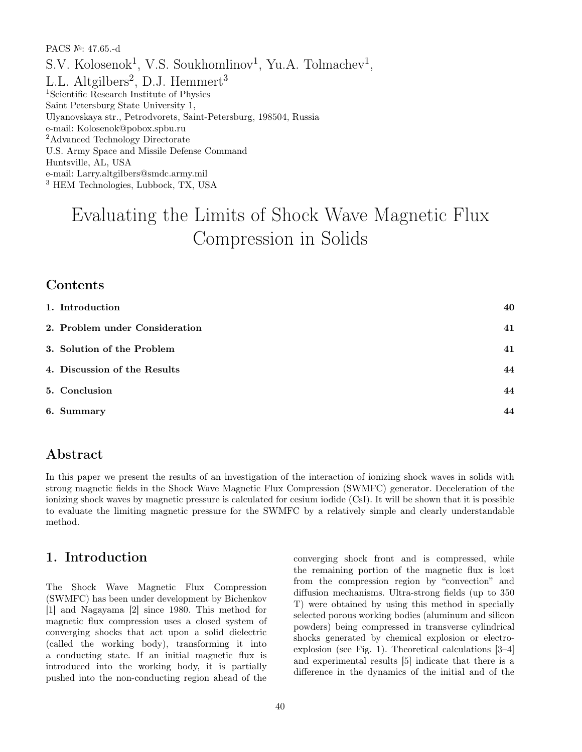PACS №: 47.65.-d

S.V. Kolosenok[1], V.S. Soukhomlinov[1], Yu.A. Tolmachev[1], L.L. Altgilbers[2], D.J. Hemmert[3]

[1]Scientific Research Institute of Physics
Saint Petersburg State University 1,
Ulyanovskaya str., Petrodvorets, Saint-Petersburg, 198504, Russia
e-mail: Kolosenok@pobox.spbu.ru

[2]Advanced Technology Directorate
U.S. Army Space and Missile Defense Command
Huntsville, AL, USA
e-mail: Larry.altgilbers@smdc.army.mil

[3] HEM Technologies, Lubbock, TX, USA

# Evaluating the Limits of Shock Wave Magnetic Flux Compression in Solids

## Contents

| | |
|---|---|
| **1. Introduction** | **40** |
| **2. Problem under Consideration** | **41** |
| **3. Solution of the Problem** | **41** |
| **4. Discussion of the Results** | **44** |
| **5. Conclusion** | **44** |
| **6. Summary** | **44** |

## Abstract

In this paper we present the results of an investigation of the interaction of ionizing shock waves in solids with strong magnetic fields in the Shock Wave Magnetic Flux Compression (SWMFC) generator. Deceleration of the ionizing shock waves by magnetic pressure is calculated for cesium iodide (CsI). It will be shown that it is possible to evaluate the limiting magnetic pressure for the SWMFC by a relatively simple and clearly understandable method.

## 1. Introduction

The Shock Wave Magnetic Flux Compression (SWMFC) has been under development by Bichenkov [1] and Nagayama [2] since 1980. This method for magnetic flux compression uses a closed system of converging shocks that act upon a solid dielectric (called the working body), transforming it into a conducting state. If an initial magnetic flux is introduced into the working body, it is partially pushed into the non-conducting region ahead of the converging shock front and is compressed, while the remaining portion of the magnetic flux is lost from the compression region by "convection" and diffusion mechanisms. Ultra-strong fields (up to 350 T) were obtained by using this method in specially selected porous working bodies (aluminum and silicon powders) being compressed in transverse cylindrical shocks generated by chemical explosion or electro-explosion (see Fig. 1). Theoretical calculations [3–4] and experimental results [5] indicate that there is a difference in the dynamics of the initial and of the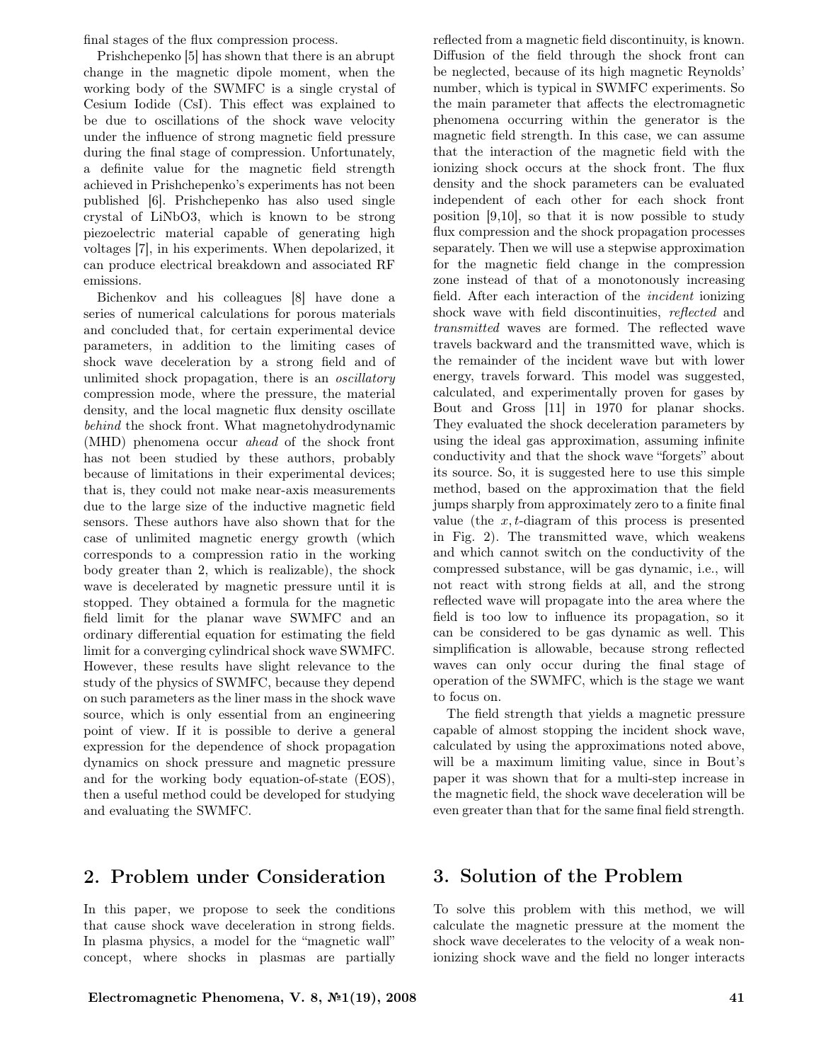final stages of the flux compression process.

Prishchepenko [5] has shown that there is an abrupt change in the magnetic dipole moment, when the working body of the SWMFC is a single crystal of Cesium Iodide (CsI). This effect was explained to be due to oscillations of the shock wave velocity under the influence of strong magnetic field pressure during the final stage of compression. Unfortunately, a definite value for the magnetic field strength achieved in Prishchepenko's experiments has not been published [6]. Prishchepenko has also used single crystal of LiNbO3, which is known to be strong piezoelectric material capable of generating high voltages [7], in his experiments. When depolarized, it can produce electrical breakdown and associated RF emissions.

Bichenkov and his colleagues [8] have done a series of numerical calculations for porous materials and concluded that, for certain experimental device parameters, in addition to the limiting cases of shock wave deceleration by a strong field and of unlimited shock propagation, there is an *oscillatory* compression mode, where the pressure, the material density, and the local magnetic flux density oscillate *behind* the shock front. What magnetohydrodynamic (MHD) phenomena occur *ahead* of the shock front has not been studied by these authors, probably because of limitations in their experimental devices; that is, they could not make near-axis measurements due to the large size of the inductive magnetic field sensors. These authors have also shown that for the case of unlimited magnetic energy growth (which corresponds to a compression ratio in the working body greater than 2, which is realizable), the shock wave is decelerated by magnetic pressure until it is stopped. They obtained a formula for the magnetic field limit for the planar wave SWMFC and an ordinary differential equation for estimating the field limit for a converging cylindrical shock wave SWMFC. However, these results have slight relevance to the study of the physics of SWMFC, because they depend on such parameters as the liner mass in the shock wave source, which is only essential from an engineering point of view. If it is possible to derive a general expression for the dependence of shock propagation dynamics on shock pressure and magnetic pressure and for the working body equation-of-state (EOS), then a useful method could be developed for studying and evaluating the SWMFC.

## 2. Problem under Consideration

In this paper, we propose to seek the conditions that cause shock wave deceleration in strong fields. In plasma physics, a model for the "magnetic wall" concept, where shocks in plasmas are partially reflected from a magnetic field discontinuity, is known. Diffusion of the field through the shock front can be neglected, because of its high magnetic Reynolds' number, which is typical in SWMFC experiments. So the main parameter that affects the electromagnetic phenomena occurring within the generator is the magnetic field strength. In this case, we can assume that the interaction of the magnetic field with the ionizing shock occurs at the shock front. The flux density and the shock parameters can be evaluated independent of each other for each shock front position [9,10], so that it is now possible to study flux compression and the shock propagation processes separately. Then we will use a stepwise approximation for the magnetic field change in the compression zone instead of that of a monotonously increasing field. After each interaction of the *incident* ionizing shock wave with field discontinuities, *reflected* and *transmitted* waves are formed. The reflected wave travels backward and the transmitted wave, which is the remainder of the incident wave but with lower energy, travels forward. This model was suggested, calculated, and experimentally proven for gases by Bout and Gross [11] in 1970 for planar shocks. They evaluated the shock deceleration parameters by using the ideal gas approximation, assuming infinite conductivity and that the shock wave "forgets" about its source. So, it is suggested here to use this simple method, based on the approximation that the field jumps sharply from approximately zero to a finite final value (the $x,t$-diagram of this process is presented in Fig. 2). The transmitted wave, which weakens and which cannot switch on the conductivity of the compressed substance, will be gas dynamic, i.e., will not react with strong fields at all, and the strong reflected wave will propagate into the area where the field is too low to influence its propagation, so it can be considered to be gas dynamic as well. This simplification is allowable, because strong reflected waves can only occur during the final stage of operation of the SWMFC, which is the stage we want to focus on.

The field strength that yields a magnetic pressure capable of almost stopping the incident shock wave, calculated by using the approximations noted above, will be a maximum limiting value, since in Bout's paper it was shown that for a multi-step increase in the magnetic field, the shock wave deceleration will be even greater than that for the same final field strength.

## 3. Solution of the Problem

To solve this problem with this method, we will calculate the magnetic pressure at the moment the shock wave decelerates to the velocity of a weak non-ionizing shock wave and the field no longer interacts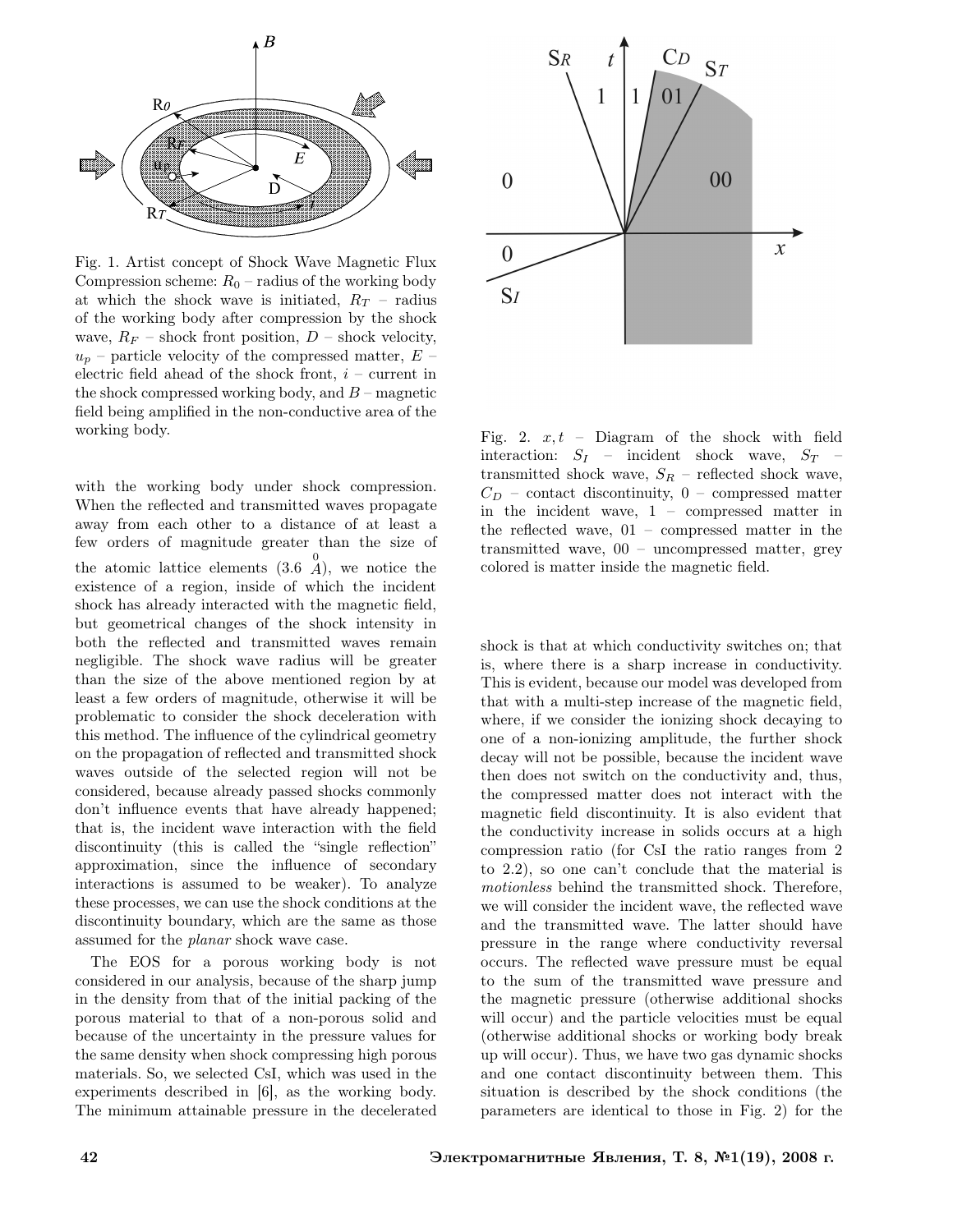Fig. 1. Artist concept of Shock Wave Magnetic Flux Compression scheme: $R_0$ – radius of the working body at which the shock wave is initiated, $R_T$ – radius of the working body after compression by the shock wave, $R_F$ – shock front position, $D$ – shock velocity, $u_p$ – particle velocity of the compressed matter, $E$ – electric field ahead of the shock front, $i$ – current in the shock compressed working body, and $B$ – magnetic field being amplified in the non-conductive area of the working body.

Fig. 2. $x, t$ – Diagram of the shock with field interaction: $S_I$ – incident shock wave, $S_T$ – transmitted shock wave, $S_R$ – reflected shock wave, $C_D$ – contact discontinuity, 0 – compressed matter in the incident wave, 1 – compressed matter in the reflected wave, 01 – compressed matter in the transmitted wave, 00 – uncompressed matter, grey colored is matter inside the magnetic field.

with the working body under shock compression. When the reflected and transmitted waves propagate away from each other to a distance of at least a few orders of magnitude greater than the size of the atomic lattice elements (3.6 Å), we notice the existence of a region, inside of which the incident shock has already interacted with the magnetic field, but geometrical changes of the shock intensity in both the reflected and transmitted waves remain negligible. The shock wave radius will be greater than the size of the above mentioned region by at least a few orders of magnitude, otherwise it will be problematic to consider the shock deceleration with this method. The influence of the cylindrical geometry on the propagation of reflected and transmitted shock waves outside of the selected region will not be considered, because already passed shocks commonly don't influence events that have already happened; that is, the incident wave interaction with the field discontinuity (this is called the "single reflection" approximation, since the influence of secondary interactions is assumed to be weaker). To analyze these processes, we can use the shock conditions at the discontinuity boundary, which are the same as those assumed for the *planar* shock wave case.

The EOS for a porous working body is not considered in our analysis, because of the sharp jump in the density from that of the initial packing of the porous material to that of a non-porous solid and because of the uncertainty in the pressure values for the same density when shock compressing high porous materials. So, we selected CsI, which was used in the experiments described in [6], as the working body. The minimum attainable pressure in the decelerated shock is that at which conductivity switches on; that is, where there is a sharp increase in conductivity. This is evident, because our model was developed from that with a multi-step increase of the magnetic field, where, if we consider the ionizing shock decaying to one of a non-ionizing amplitude, the further shock decay will not be possible, because the incident wave then does not switch on the conductivity and, thus, the compressed matter does not interact with the magnetic field discontinuity. It is also evident that the conductivity increase in solids occurs at a high compression ratio (for CsI the ratio ranges from 2 to 2.2), so one can't conclude that the material is *motionless* behind the transmitted shock. Therefore, we will consider the incident wave, the reflected wave and the transmitted wave. The latter should have pressure in the range where conductivity reversal occurs. The reflected wave pressure must be equal to the sum of the transmitted wave pressure and the magnetic pressure (otherwise additional shocks will occur) and the particle velocities must be equal (otherwise additional shocks or working body break up will occur). Thus, we have two gas dynamic shocks and one contact discontinuity between them. This situation is described by the shock conditions (the parameters are identical to those in Fig. 2) for the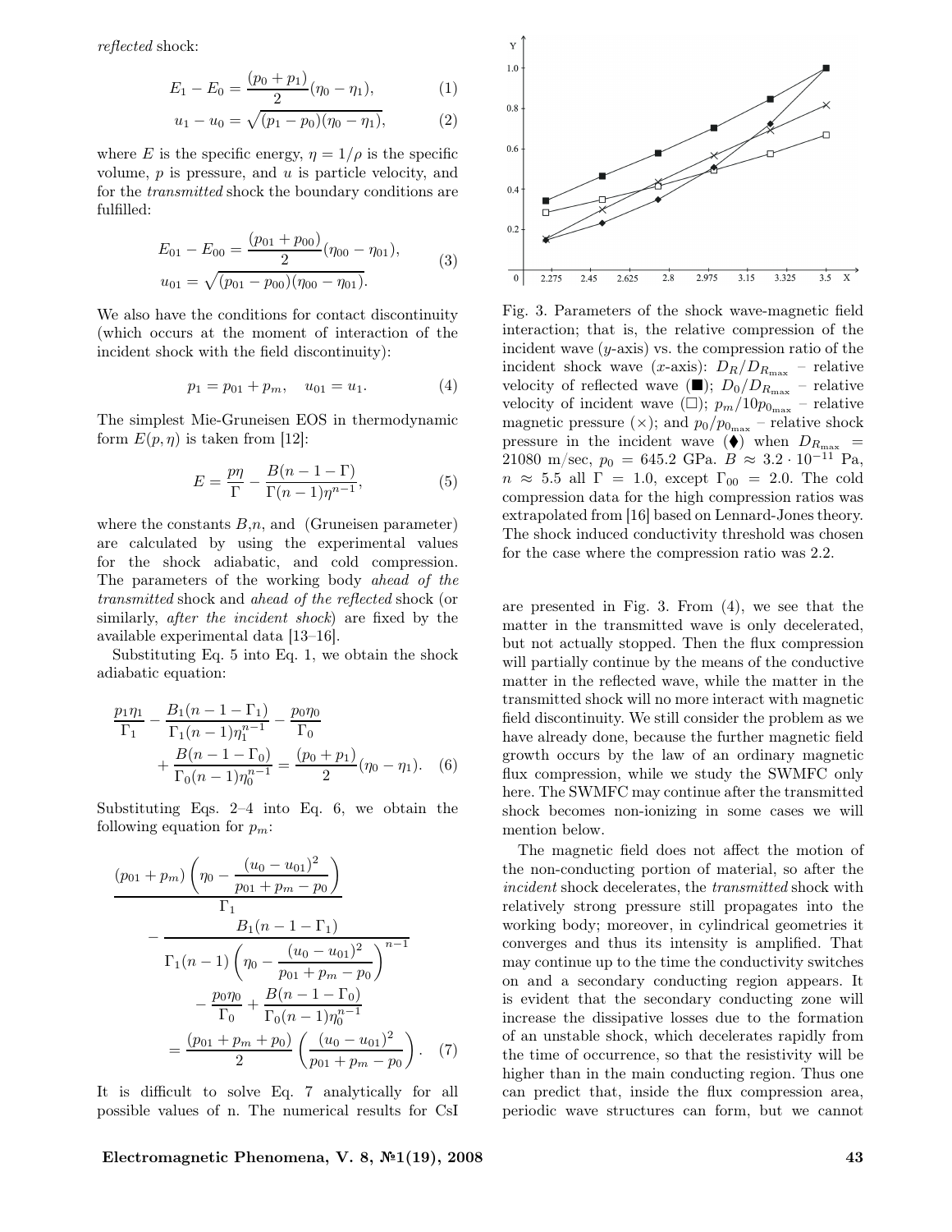*reflected* shock:

$$E_1 - E_0 = \frac{(p_0 + p_1)}{2}(\eta_0 - \eta_1), \tag{1}$$

$$u_1 - u_0 = \sqrt{(p_1 - p_0)(\eta_0 - \eta_1)}, \tag{2}$$

where $E$ is the specific energy, $\eta = 1/\rho$ is the specific volume, $p$ is pressure, and $u$ is particle velocity, and for the *transmitted* shock the boundary conditions are fulfilled:

$$\begin{aligned} E_{01} - E_{00} &= \frac{(p_{01} + p_{00})}{2}(\eta_{00} - \eta_{01}), \\ u_{01} &= \sqrt{(p_{01} - p_{00})(\eta_{00} - \eta_{01})}. \end{aligned} \tag{3}$$

We also have the conditions for contact discontinuity (which occurs at the moment of interaction of the incident shock with the field discontinuity):

$$p_1 = p_{01} + p_m, \quad u_{01} = u_1. \tag{4}$$

The simplest Mie-Gruneisen EOS in thermodynamic form $E(p, \eta)$ is taken from [12]:

$$E = \frac{p\eta}{\Gamma} - \frac{B(n - 1 - \Gamma)}{\Gamma(n-1)\eta^{n-1}}, \tag{5}$$

where the constants $B$,$n$, and (Gruneisen parameter) are calculated by using the experimental values for the shock adiabatic, and cold compression. The parameters of the working body *ahead of the transmitted* shock and *ahead of the reflected* shock (or similarly, *after the incident shock*) are fixed by the available experimental data [13–16].

Substituting Eq. 5 into Eq. 1, we obtain the shock adiabatic equation:

$$\frac{p_1\eta_1}{\Gamma_1} - \frac{B_1(n - 1 - \Gamma_1)}{\Gamma_1(n-1)\eta_1^{n-1}} - \frac{p_0\eta_0}{\Gamma_0} + \frac{B(n - 1 - \Gamma_0)}{\Gamma_0(n-1)\eta_0^{n-1}} = \frac{(p_0 + p_1)}{2}(\eta_0 - \eta_1). \tag{6}$$

Substituting Eqs. 2–4 into Eq. 6, we obtain the following equation for $p_m$:

$$\frac{(p_{01} + p_m)\left(\eta_0 - \dfrac{(u_0 - u_{01})^2}{p_{01} + p_m - p_0}\right)}{\Gamma_1} - \frac{B_1(n - 1 - \Gamma_1)}{\Gamma_1(n-1)\left(\eta_0 - \dfrac{(u_0 - u_{01})^2}{p_{01} + p_m - p_0}\right)^{n-1}} - \frac{p_0\eta_0}{\Gamma_0} + \frac{B(n - 1 - \Gamma_0)}{\Gamma_0(n-1)\eta_0^{n-1}} = \frac{(p_{01} + p_m + p_0)}{2}\left(\frac{(u_0 - u_{01})^2}{p_{01} + p_m - p_0}\right). \tag{7}$$

It is difficult to solve Eq. 7 analytically for all possible values of n. The numerical results for CsI are presented in Fig. 3. From (4), we see that the matter in the transmitted wave is only decelerated, but not actually stopped. Then the flux compression will partially continue by the means of the conductive matter in the reflected wave, while the matter in the transmitted shock will no more interact with magnetic field discontinuity. We still consider the problem as we have already done, because the further magnetic field growth occurs by the law of an ordinary magnetic flux compression, while we study the SWMFC only here. The SWMFC may continue after the transmitted shock becomes non-ionizing in some cases we will mention below.

Fig. 3. Parameters of the shock wave-magnetic field interaction; that is, the relative compression of the incident wave ($y$-axis) vs. the compression ratio of the incident shock wave ($x$-axis): $D_R/D_{R_{\max}}$ – relative velocity of reflected wave (■); $D_0/D_{R_{\max}}$ – relative velocity of incident wave (□); $p_m/10p_{0_{\max}}$ – relative magnetic pressure (×); and $p_0/p_{0_{\max}}$ – relative shock pressure in the incident wave (♦) when $D_{R_{\max}}$ = 21080 m/sec, $p_0$ = 645.2 GPa. $B \approx 3.2 \cdot 10^{-11}$ Pa, $n \approx 5.5$ all $\Gamma = 1.0$, except $\Gamma_{00} = 2.0$. The cold compression data for the high compression ratios was extrapolated from [16] based on Lennard-Jones theory. The shock induced conductivity threshold was chosen for the case where the compression ratio was 2.2.

The magnetic field does not affect the motion of the non-conducting portion of material, so after the *incident* shock decelerates, the *transmitted* shock with relatively strong pressure still propagates into the working body; moreover, in cylindrical geometries it converges and thus its intensity is amplified. That may continue up to the time the conductivity switches on and a secondary conducting region appears. It is evident that the secondary conducting zone will increase the dissipative losses due to the formation of an unstable shock, which decelerates rapidly from the time of occurrence, so that the resistivity will be higher than in the main conducting region. Thus one can predict that, inside the flux compression area, periodic wave structures can form, but we cannot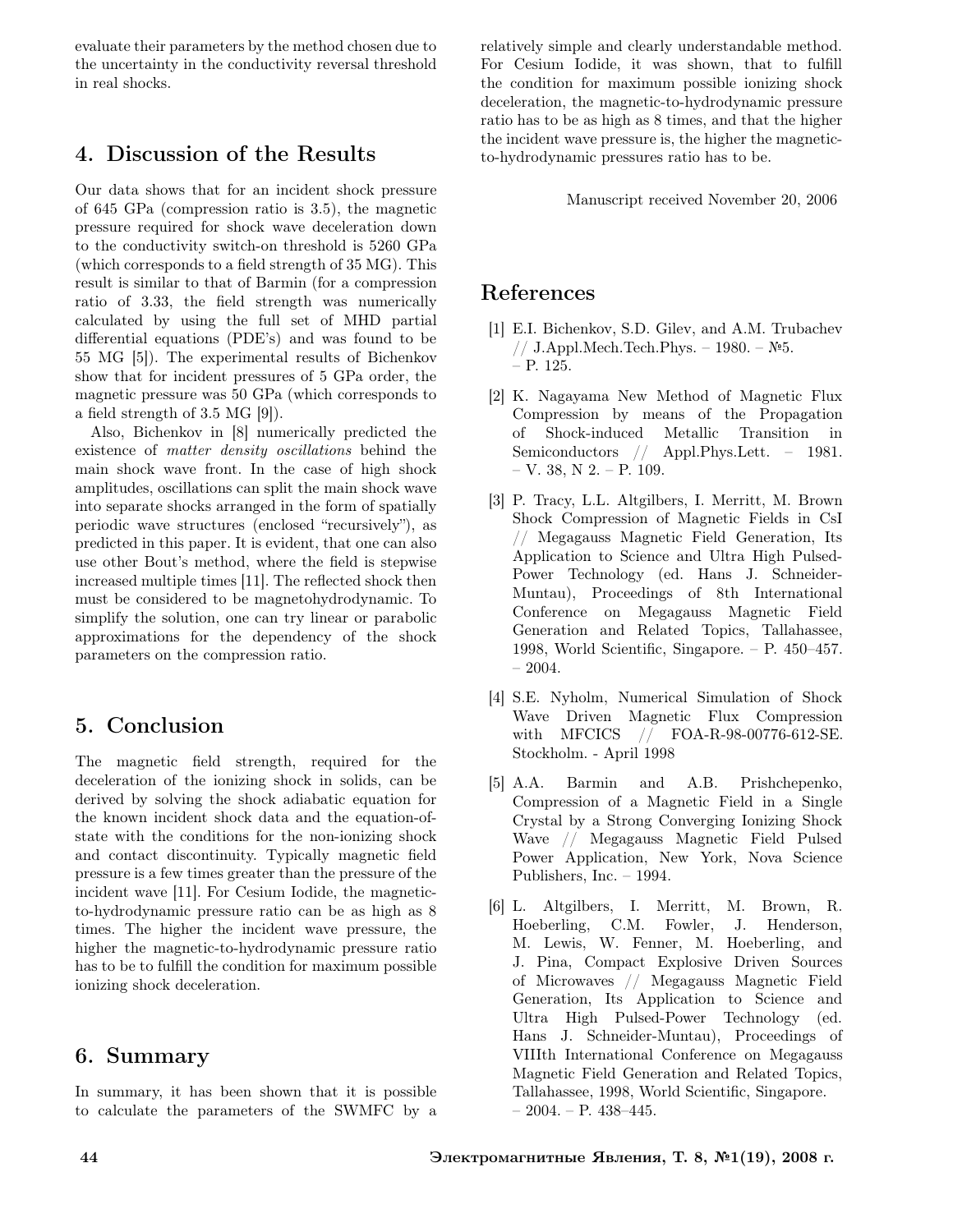evaluate their parameters by the method chosen due to the uncertainty in the conductivity reversal threshold in real shocks.

## 4. Discussion of the Results

Our data shows that for an incident shock pressure of 645 GPa (compression ratio is 3.5), the magnetic pressure required for shock wave deceleration down to the conductivity switch-on threshold is 5260 GPa (which corresponds to a field strength of 35 MG). This result is similar to that of Barmin (for a compression ratio of 3.33, the field strength was numerically calculated by using the full set of MHD partial differential equations (PDE's) and was found to be 55 MG [5]). The experimental results of Bichenkov show that for incident pressures of 5 GPa order, the magnetic pressure was 50 GPa (which corresponds to a field strength of 3.5 MG [9]).

Also, Bichenkov in [8] numerically predicted the existence of *matter density oscillations* behind the main shock wave front. In the case of high shock amplitudes, oscillations can split the main shock wave into separate shocks arranged in the form of spatially periodic wave structures (enclosed "recursively"), as predicted in this paper. It is evident, that one can also use other Bout's method, where the field is stepwise increased multiple times [11]. The reflected shock then must be considered to be magnetohydrodynamic. To simplify the solution, one can try linear or parabolic approximations for the dependency of the shock parameters on the compression ratio.

## 5. Conclusion

The magnetic field strength, required for the deceleration of the ionizing shock in solids, can be derived by solving the shock adiabatic equation for the known incident shock data and the equation-of-state with the conditions for the non-ionizing shock and contact discontinuity. Typically magnetic field pressure is a few times greater than the pressure of the incident wave [11]. For Cesium Iodide, the magnetic-to-hydrodynamic pressure ratio can be as high as 8 times. The higher the incident wave pressure, the higher the magnetic-to-hydrodynamic pressure ratio has to be to fulfill the condition for maximum possible ionizing shock deceleration.

## 6. Summary

In summary, it has been shown that it is possible to calculate the parameters of the SWMFC by a relatively simple and clearly understandable method. For Cesium Iodide, it was shown, that to fulfill the condition for maximum possible ionizing shock deceleration, the magnetic-to-hydrodynamic pressure ratio has to be as high as 8 times, and that the higher the incident wave pressure is, the higher the magnetic-to-hydrodynamic pressures ratio has to be.

Manuscript received November 20, 2006

## References

[1] E.I. Bichenkov, S.D. Gilev, and A.M. Trubachev // J.Appl.Mech.Tech.Phys. – 1980. – №5. – P. 125.

[2] K. Nagayama New Method of Magnetic Flux Compression by means of the Propagation of Shock-induced Metallic Transition in Semiconductors // Appl.Phys.Lett. – 1981. – V. 38, N 2. – P. 109.

[3] P. Tracy, L.L. Altgilbers, I. Merritt, M. Brown Shock Compression of Magnetic Fields in CsI // Megagauss Magnetic Field Generation, Its Application to Science and Ultra High Pulsed-Power Technology (ed. Hans J. Schneider-Muntau), Proceedings of 8th International Conference on Megagauss Magnetic Field Generation and Related Topics, Tallahassee, 1998, World Scientific, Singapore. – P. 450–457. – 2004.

[4] S.E. Nyholm, Numerical Simulation of Shock Wave Driven Magnetic Flux Compression with MFCICS // FOA-R-98-00776-612-SE. Stockholm. - April 1998

[5] A.A. Barmin and A.B. Prishchepenko, Compression of a Magnetic Field in a Single Crystal by a Strong Converging Ionizing Shock Wave // Megagauss Magnetic Field Pulsed Power Application, New York, Nova Science Publishers, Inc. – 1994.

[6] L. Altgilbers, I. Merritt, M. Brown, R. Hoeberling, C.M. Fowler, J. Henderson, M. Lewis, W. Fenner, M. Hoeberling, and J. Pina, Compact Explosive Driven Sources of Microwaves // Megagauss Magnetic Field Generation, Its Application to Science and Ultra High Pulsed-Power Technology (ed. Hans J. Schneider-Muntau), Proceedings of VIIIth International Conference on Megagauss Magnetic Field Generation and Related Topics, Tallahassee, 1998, World Scientific, Singapore. – 2004. – P. 438–445.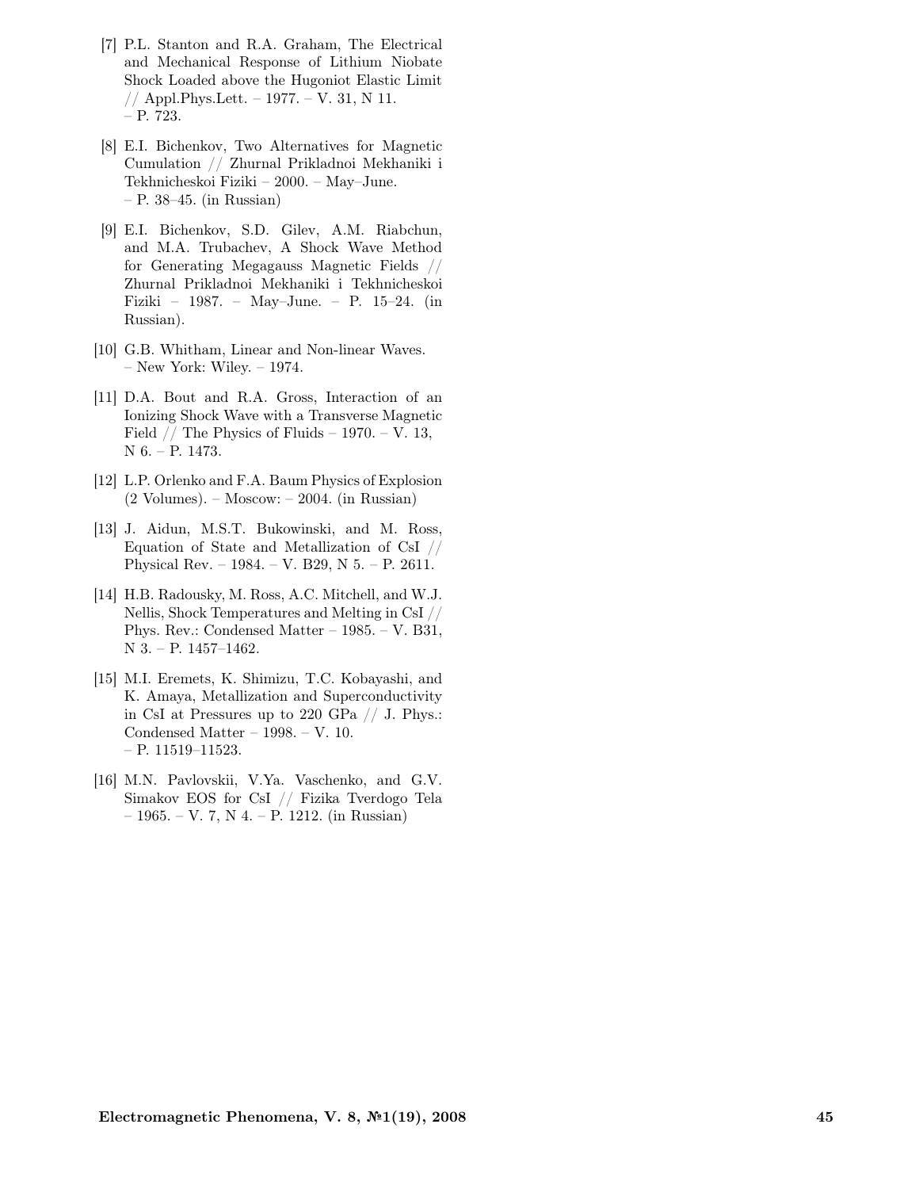[7] P.L. Stanton and R.A. Graham, The Electrical and Mechanical Response of Lithium Niobate Shock Loaded above the Hugoniot Elastic Limit // Appl.Phys.Lett. – 1977. – V. 31, N 11. – P. 723.

[8] E.I. Bichenkov, Two Alternatives for Magnetic Cumulation // Zhurnal Prikladnoi Mekhaniki i Tekhnicheskoi Fiziki – 2000. – May–June. – P. 38–45. (in Russian)

[9] E.I. Bichenkov, S.D. Gilev, A.M. Riabchun, and M.A. Trubachev, A Shock Wave Method for Generating Megagauss Magnetic Fields // Zhurnal Prikladnoi Mekhaniki i Tekhnicheskoi Fiziki – 1987. – May–June. – P. 15–24. (in Russian).

[10] G.B. Whitham, Linear and Non-linear Waves. – New York: Wiley. – 1974.

[11] D.A. Bout and R.A. Gross, Interaction of an Ionizing Shock Wave with a Transverse Magnetic Field // The Physics of Fluids – 1970. – V. 13, N 6. – P. 1473.

[12] L.P. Orlenko and F.A. Baum Physics of Explosion (2 Volumes). – Moscow: – 2004. (in Russian)

[13] J. Aidun, M.S.T. Bukowinski, and M. Ross, Equation of State and Metallization of CsI // Physical Rev. – 1984. – V. B29, N 5. – P. 2611.

[14] H.B. Radousky, M. Ross, A.C. Mitchell, and W.J. Nellis, Shock Temperatures and Melting in CsI // Phys. Rev.: Condensed Matter – 1985. – V. B31, N 3. – P. 1457–1462.

[15] M.I. Eremets, K. Shimizu, T.C. Kobayashi, and K. Amaya, Metallization and Superconductivity in CsI at Pressures up to 220 GPa // J. Phys.: Condensed Matter – 1998. – V. 10. – P. 11519–11523.

[16] M.N. Pavlovskii, V.Ya. Vaschenko, and G.V. Simakov EOS for CsI // Fizika Tverdogo Tela – 1965. – V. 7, N 4. – P. 1212. (in Russian)